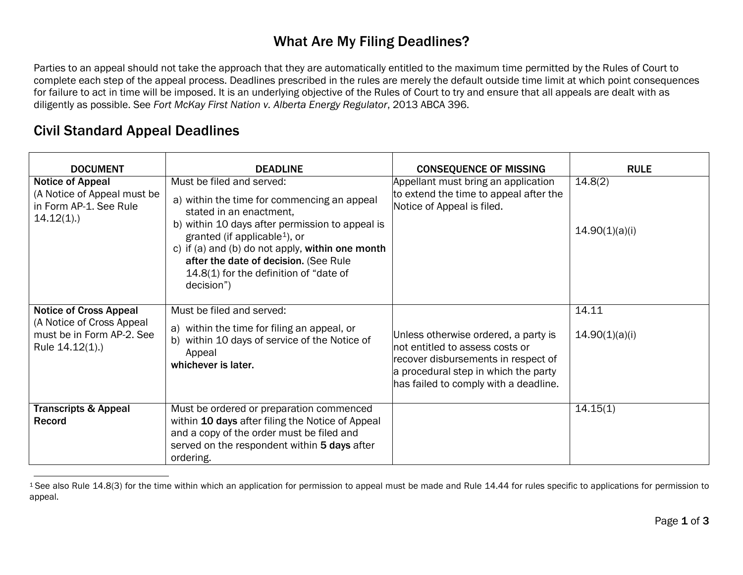# What Are My Filing Deadlines?

Parties to an appeal should not take the approach that they are automatically entitled to the maximum time permitted by the Rules of Court to complete each step of the appeal process. Deadlines prescribed in the rules are merely the default outside time limit at which point consequences for failure to act in time will be imposed. It is an underlying objective of the Rules of Court to try and ensure that all appeals are dealt with as diligently as possible. See *Fort McKay First Nation v. Alberta Energy Regulator*, 2013 ABCA 396.

## Civil Standard Appeal Deadlines

| DOCUMENT | DEADLINE | CONSEQUENCE OF MISSING | RULE |
|---|---|---|---|
| **Notice of Appeal** (A Notice of Appeal must be in Form AP-1. See Rule 14.12(1).) | Must be filed and served: a) within the time for commencing an appeal stated in an enactment, b) within 10 days after permission to appeal is granted (if applicable[1]), or c) if (a) and (b) do not apply, **within one month after the date of decision.** (See Rule 14.8(1) for the definition of "date of decision") | Appellant must bring an application to extend the time to appeal after the Notice of Appeal is filed. | 14.8(2) 14.90(1)(a)(i) |
| **Notice of Cross Appeal** (A Notice of Cross Appeal must be in Form AP-2. See Rule 14.12(1).) | Must be filed and served: a) within the time for filing an appeal, or b) within 10 days of service of the Notice of Appeal **whichever is later.** | Unless otherwise ordered, a party is not entitled to assess costs or recover disbursements in respect of a procedural step in which the party has failed to comply with a deadline. | 14.11 14.90(1)(a)(i) |
| **Transcripts & Appeal Record** | Must be ordered or preparation commenced within **10 days** after filing the Notice of Appeal and a copy of the order must be filed and served on the respondent within **5 days** after ordering. | | 14.15(1) |

[1] See also Rule 14.8(3) for the time within which an application for permission to appeal must be made and Rule 14.44 for rules specific to applications for permission to appeal.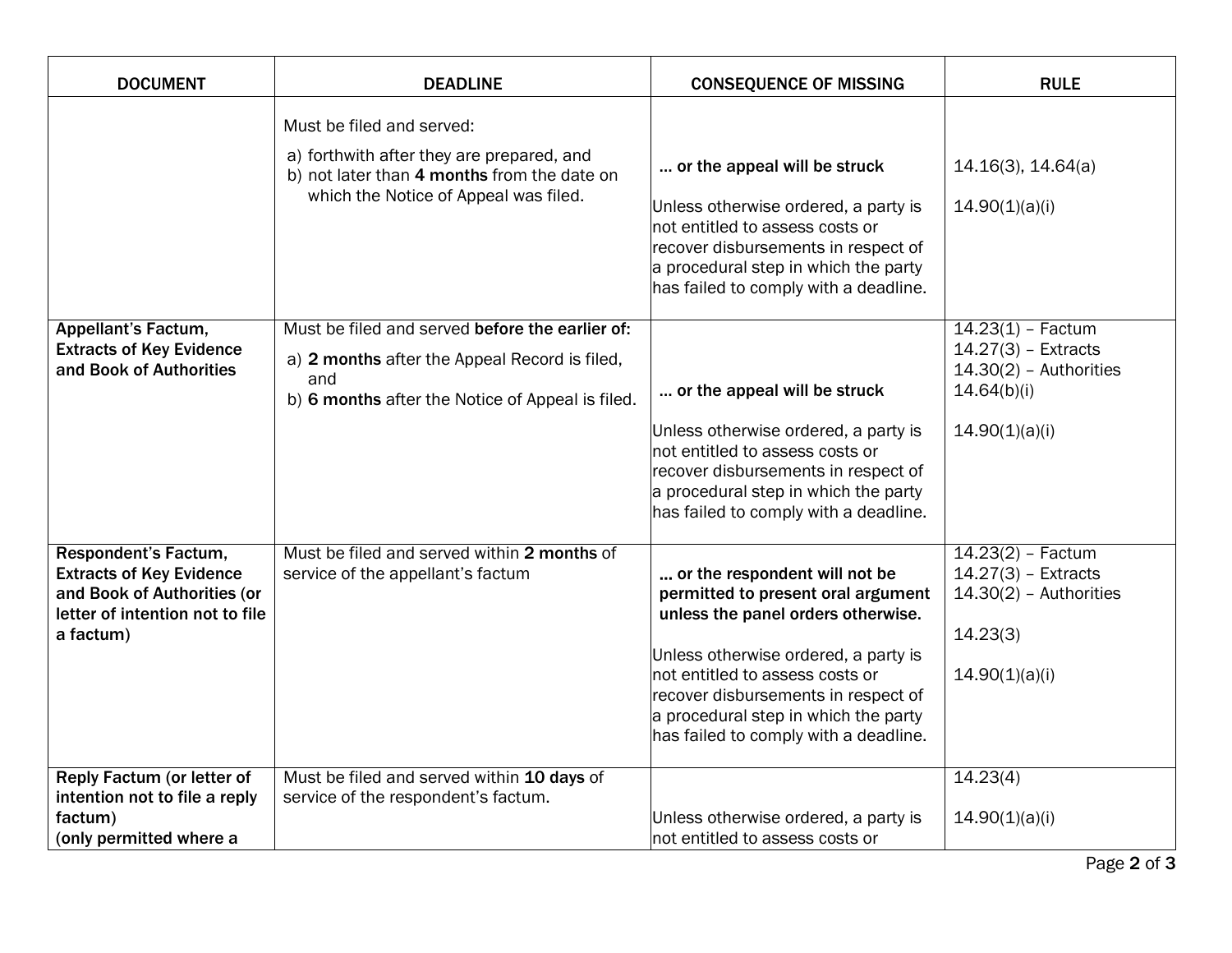| DOCUMENT | DEADLINE | CONSEQUENCE OF MISSING | RULE |
|---|---|---|---|
| | Must be filed and served:<br>a) forthwith after they are prepared, and<br>b) not later than **4 months** from the date on which the Notice of Appeal was filed. | **… or the appeal will be struck**<br><br>Unless otherwise ordered, a party is not entitled to assess costs or recover disbursements in respect of a procedural step in which the party has failed to comply with a deadline. | 14.16(3), 14.64(a)<br><br>14.90(1)(a)(i) |
| **Appellant's Factum, Extracts of Key Evidence and Book of Authorities** | Must be filed and served **before the earlier of:**<br>a) **2 months** after the Appeal Record is filed, and<br>b) **6 months** after the Notice of Appeal is filed. | **… or the appeal will be struck**<br><br>Unless otherwise ordered, a party is not entitled to assess costs or recover disbursements in respect of a procedural step in which the party has failed to comply with a deadline. | 14.23(1) – Factum<br>14.27(3) – Extracts<br>14.30(2) – Authorities<br>14.64(b)(i)<br><br>14.90(1)(a)(i) |
| **Respondent's Factum, Extracts of Key Evidence and Book of Authorities (or letter of intention not to file a factum)** | Must be filed and served within **2 months** of service of the appellant's factum | **… or the respondent will not be permitted to present oral argument unless the panel orders otherwise.**<br><br>Unless otherwise ordered, a party is not entitled to assess costs or recover disbursements in respect of a procedural step in which the party has failed to comply with a deadline. | 14.23(2) – Factum<br>14.27(3) – Extracts<br>14.30(2) – Authorities<br><br>14.23(3)<br><br>14.90(1)(a)(i) |
| **Reply Factum (or letter of intention not to file a reply factum)<br>(only permitted where a** | Must be filed and served within **10 days** of service of the respondent's factum. | Unless otherwise ordered, a party is not entitled to assess costs or | 14.23(4)<br><br>14.90(1)(a)(i) |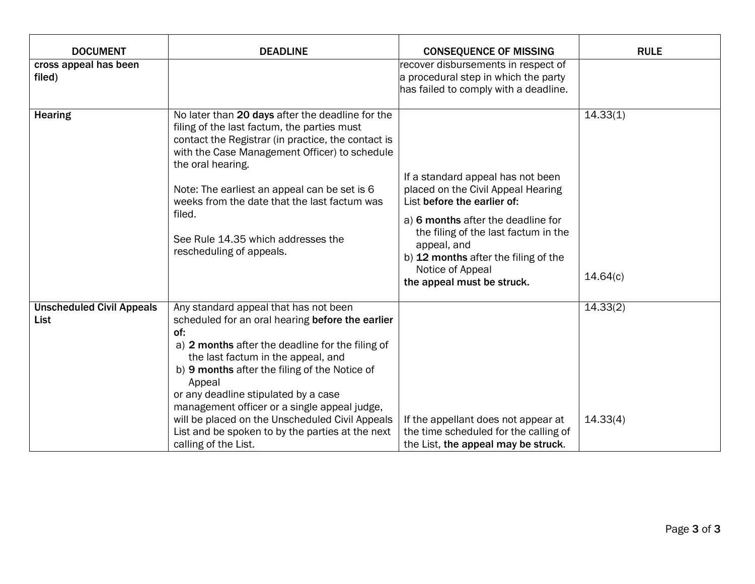| DOCUMENT | DEADLINE | CONSEQUENCE OF MISSING | RULE |
|---|---|---|---|
| **cross appeal has been filed)** | | recover disbursements in respect of a procedural step in which the party has failed to comply with a deadline. | |
| **Hearing** | No later than **20 days** after the deadline for the filing of the last factum, the parties must contact the Registrar (in practice, the contact is with the Case Management Officer) to schedule the oral hearing.<br><br>Note: The earliest an appeal can be set is 6 weeks from the date that the last factum was filed.<br><br>See Rule 14.35 which addresses the rescheduling of appeals. | If a standard appeal has not been placed on the Civil Appeal Hearing List **before the earlier of:**<br>a) **6 months** after the deadline for the filing of the last factum in the appeal, and<br>b) **12 months** after the filing of the Notice of Appeal<br>**the appeal must be struck.** | 14.33(1)<br><br>14.64(c) |
| **Unscheduled Civil Appeals List** | Any standard appeal that has not been scheduled for an oral hearing **before the earlier of:**<br>a) **2 months** after the deadline for the filing of the last factum in the appeal, and<br>b) **9 months** after the filing of the Notice of Appeal<br>or any deadline stipulated by a case management officer or a single appeal judge, will be placed on the Unscheduled Civil Appeals List and be spoken to by the parties at the next calling of the List. | If the appellant does not appear at the time scheduled for the calling of the List, **the appeal may be struck**. | 14.33(2)<br><br>14.33(4) |